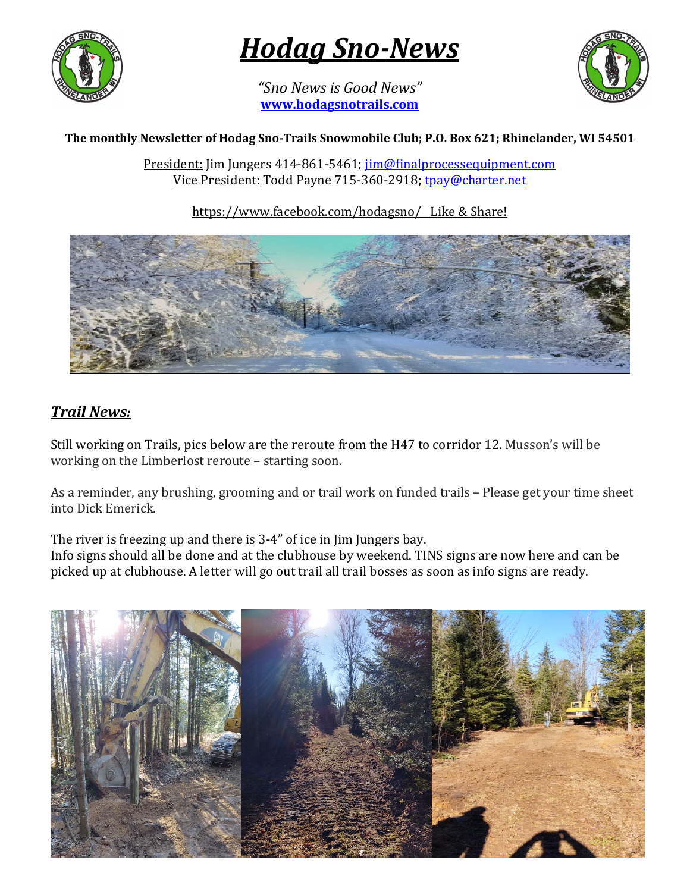# *Hodag Sno-News*

*"Sno News is Good News"*
**www.hodagsnotrails.com**

**The monthly Newsletter of Hodag Sno-Trails Snowmobile Club; P.O. Box 621; Rhinelander, WI 54501**

President: Jim Jungers 414-861-5461; jim@finalprocessequipment.com
Vice President: Todd Payne 715-360-2918; tpay@charter.net

https://www.facebook.com/hodagsno/ Like & Share!

## *Trail News:*

Still working on Trails, pics below are the reroute from the H47 to corridor 12. Musson's will be working on the Limberlost reroute – starting soon.

As a reminder, any brushing, grooming and or trail work on funded trails – Please get your time sheet into Dick Emerick.

The river is freezing up and there is 3-4" of ice in Jim Jungers bay.
Info signs should all be done and at the clubhouse by weekend. TINS signs are now here and can be picked up at clubhouse. A letter will go out trail all trail bosses as soon as info signs are ready.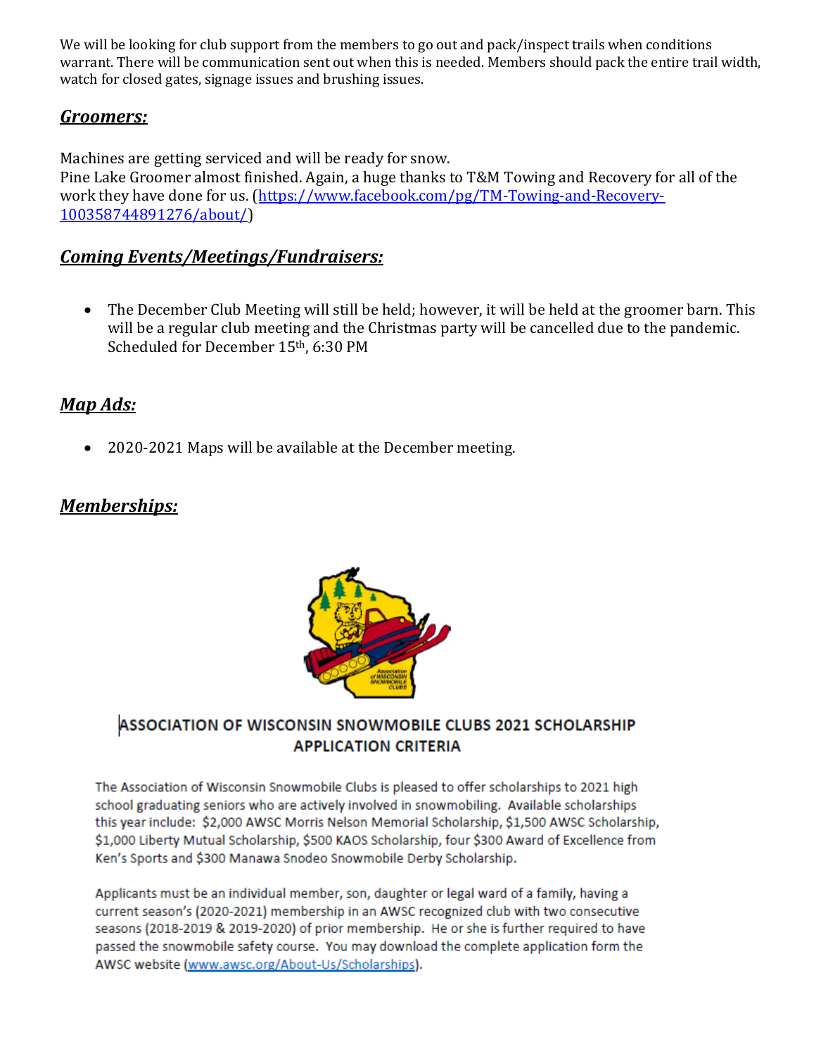We will be looking for club support from the members to go out and pack/inspect trails when conditions warrant. There will be communication sent out when this is needed. Members should pack the entire trail width, watch for closed gates, signage issues and brushing issues.

## ***Groomers:***

Machines are getting serviced and will be ready for snow.
Pine Lake Groomer almost finished. Again, a huge thanks to T&M Towing and Recovery for all of the work they have done for us. ([https://www.facebook.com/pg/TM-Towing-and-Recovery-100358744891276/about/](https://www.facebook.com/pg/TM-Towing-and-Recovery-100358744891276/about/))

## ***Coming Events/Meetings/Fundraisers:***

- The December Club Meeting will still be held; however, it will be held at the groomer barn. This will be a regular club meeting and the Christmas party will be cancelled due to the pandemic. Scheduled for December 15th, 6:30 PM

## ***Map Ads:***

- 2020-2021 Maps will be available at the December meeting.

## ***Memberships:***

### ASSOCIATION OF WISCONSIN SNOWMOBILE CLUBS 2021 SCHOLARSHIP APPLICATION CRITERIA

The Association of Wisconsin Snowmobile Clubs is pleased to offer scholarships to 2021 high school graduating seniors who are actively involved in snowmobiling. Available scholarships this year include: $2,000 AWSC Morris Nelson Memorial Scholarship, $1,500 AWSC Scholarship, $1,000 Liberty Mutual Scholarship, $500 KAOS Scholarship, four $300 Award of Excellence from Ken's Sports and $300 Manawa Snodeo Snowmobile Derby Scholarship.

Applicants must be an individual member, son, daughter or legal ward of a family, having a current season's (2020-2021) membership in an AWSC recognized club with two consecutive seasons (2018-2019 & 2019-2020) of prior membership. He or she is further required to have passed the snowmobile safety course. You may download the complete application form the AWSC website ([www.awsc.org/About-Us/Scholarships](www.awsc.org/About-Us/Scholarships)).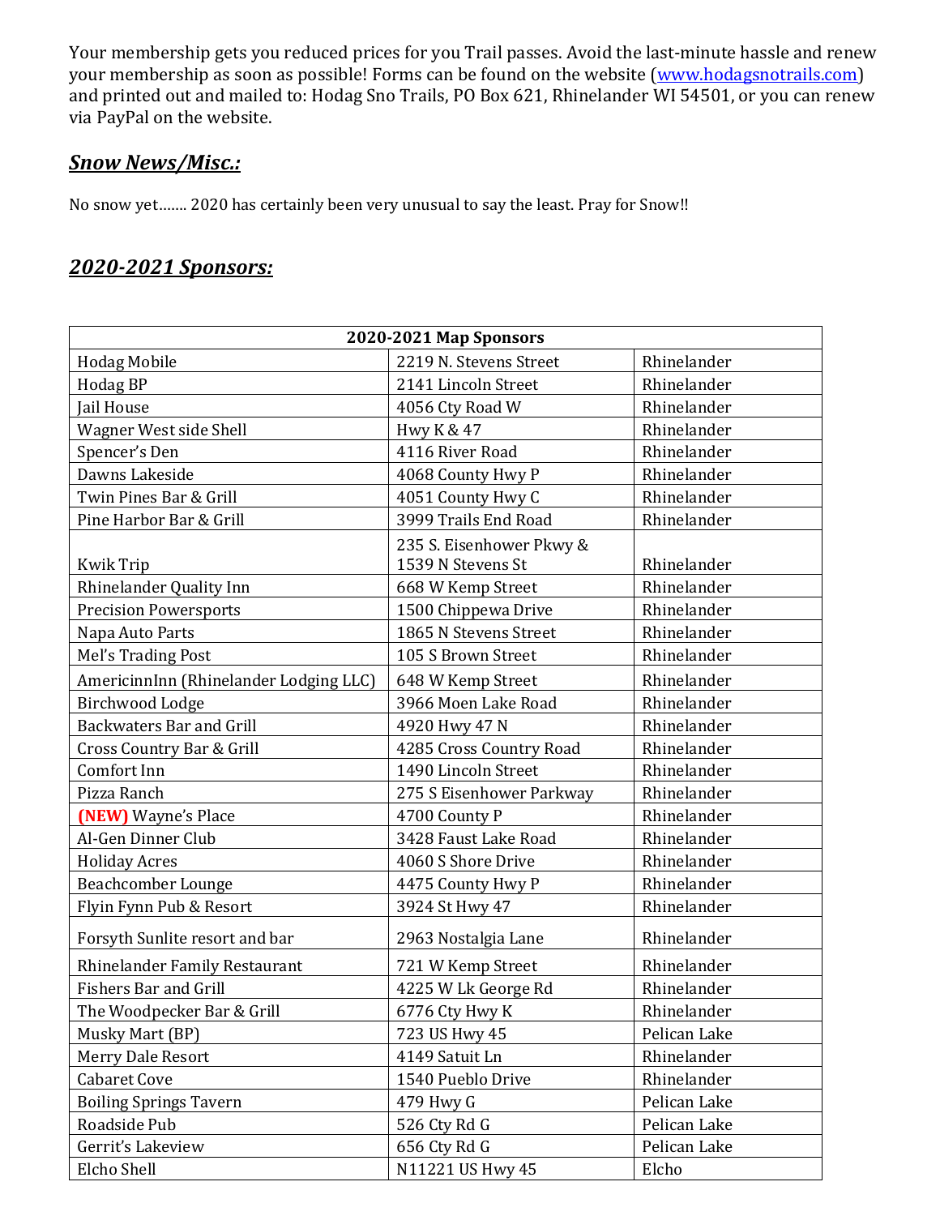Your membership gets you reduced prices for you Trail passes. Avoid the last-minute hassle and renew your membership as soon as possible! Forms can be found on the website (www.hodagsnotrails.com) and printed out and mailed to: Hodag Sno Trails, PO Box 621, Rhinelander WI 54501, or you can renew via PayPal on the website.

## ***Snow News/Misc.:***

No snow yet……. 2020 has certainly been very unusual to say the least. Pray for Snow!!

## ***2020-2021 Sponsors:***

| **2020-2021 Map Sponsors** | | |
|---|---|---|
| Hodag Mobile | 2219 N. Stevens Street | Rhinelander |
| Hodag BP | 2141 Lincoln Street | Rhinelander |
| Jail House | 4056 Cty Road W | Rhinelander |
| Wagner West side Shell | Hwy K & 47 | Rhinelander |
| Spencer's Den | 4116 River Road | Rhinelander |
| Dawns Lakeside | 4068 County Hwy P | Rhinelander |
| Twin Pines Bar & Grill | 4051 County Hwy C | Rhinelander |
| Pine Harbor Bar & Grill | 3999 Trails End Road | Rhinelander |
| Kwik Trip | 235 S. Eisenhower Pkwy & 1539 N Stevens St | Rhinelander |
| Rhinelander Quality Inn | 668 W Kemp Street | Rhinelander |
| Precision Powersports | 1500 Chippewa Drive | Rhinelander |
| Napa Auto Parts | 1865 N Stevens Street | Rhinelander |
| Mel's Trading Post | 105 S Brown Street | Rhinelander |
| AmericinnInn (Rhinelander Lodging LLC) | 648 W Kemp Street | Rhinelander |
| Birchwood Lodge | 3966 Moen Lake Road | Rhinelander |
| Backwaters Bar and Grill | 4920 Hwy 47 N | Rhinelander |
| Cross Country Bar & Grill | 4285 Cross Country Road | Rhinelander |
| Comfort Inn | 1490 Lincoln Street | Rhinelander |
| Pizza Ranch | 275 S Eisenhower Parkway | Rhinelander |
| **(NEW)** Wayne's Place | 4700 County P | Rhinelander |
| Al-Gen Dinner Club | 3428 Faust Lake Road | Rhinelander |
| Holiday Acres | 4060 S Shore Drive | Rhinelander |
| Beachcomber Lounge | 4475 County Hwy P | Rhinelander |
| Flyin Fynn Pub & Resort | 3924 St Hwy 47 | Rhinelander |
| Forsyth Sunlite resort and bar | 2963 Nostalgia Lane | Rhinelander |
| Rhinelander Family Restaurant | 721 W Kemp Street | Rhinelander |
| Fishers Bar and Grill | 4225 W Lk George Rd | Rhinelander |
| The Woodpecker Bar & Grill | 6776 Cty Hwy K | Rhinelander |
| Musky Mart (BP) | 723 US Hwy 45 | Pelican Lake |
| Merry Dale Resort | 4149 Satuit Ln | Rhinelander |
| Cabaret Cove | 1540 Pueblo Drive | Rhinelander |
| Boiling Springs Tavern | 479 Hwy G | Pelican Lake |
| Roadside Pub | 526 Cty Rd G | Pelican Lake |
| Gerrit's Lakeview | 656 Cty Rd G | Pelican Lake |
| Elcho Shell | N11221 US Hwy 45 | Elcho |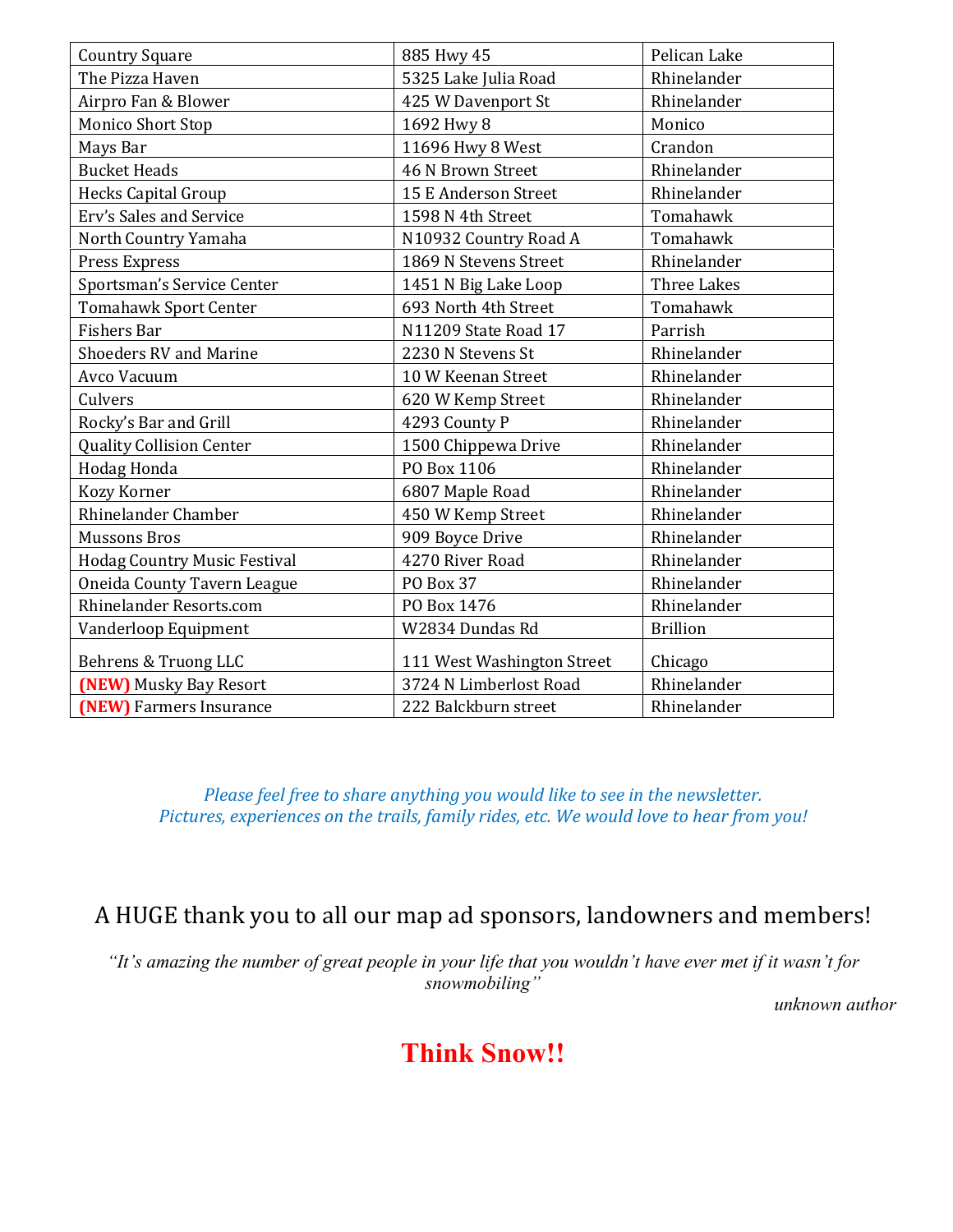| | | |
|---|---|---|
| Country Square | 885 Hwy 45 | Pelican Lake |
| The Pizza Haven | 5325 Lake Julia Road | Rhinelander |
| Airpro Fan & Blower | 425 W Davenport St | Rhinelander |
| Monico Short Stop | 1692 Hwy 8 | Monico |
| Mays Bar | 11696 Hwy 8 West | Crandon |
| Bucket Heads | 46 N Brown Street | Rhinelander |
| Hecks Capital Group | 15 E Anderson Street | Rhinelander |
| Erv's Sales and Service | 1598 N 4th Street | Tomahawk |
| North Country Yamaha | N10932 Country Road A | Tomahawk |
| Press Express | 1869 N Stevens Street | Rhinelander |
| Sportsman's Service Center | 1451 N Big Lake Loop | Three Lakes |
| Tomahawk Sport Center | 693 North 4th Street | Tomahawk |
| Fishers Bar | N11209 State Road 17 | Parrish |
| Shoeders RV and Marine | 2230 N Stevens St | Rhinelander |
| Avco Vacuum | 10 W Keenan Street | Rhinelander |
| Culvers | 620 W Kemp Street | Rhinelander |
| Rocky's Bar and Grill | 4293 County P | Rhinelander |
| Quality Collision Center | 1500 Chippewa Drive | Rhinelander |
| Hodag Honda | PO Box 1106 | Rhinelander |
| Kozy Korner | 6807 Maple Road | Rhinelander |
| Rhinelander Chamber | 450 W Kemp Street | Rhinelander |
| Mussons Bros | 909 Boyce Drive | Rhinelander |
| Hodag Country Music Festival | 4270 River Road | Rhinelander |
| Oneida County Tavern League | PO Box 37 | Rhinelander |
| Rhinelander Resorts.com | PO Box 1476 | Rhinelander |
| Vanderloop Equipment | W2834 Dundas Rd | Brillion |
| Behrens & Truong LLC | 111 West Washington Street | Chicago |
| **(NEW)** Musky Bay Resort | 3724 N Limberlost Road | Rhinelander |
| **(NEW)** Farmers Insurance | 222 Balckburn street | Rhinelander |

*Please feel free to share anything you would like to see in the newsletter.*
*Pictures, experiences on the trails, family rides, etc. We would love to hear from you!*

A HUGE thank you to all our map ad sponsors, landowners and members!

*"It's amazing the number of great people in your life that you wouldn't have ever met if it wasn't for snowmobiling"*

*unknown author*

**Think Snow!!**